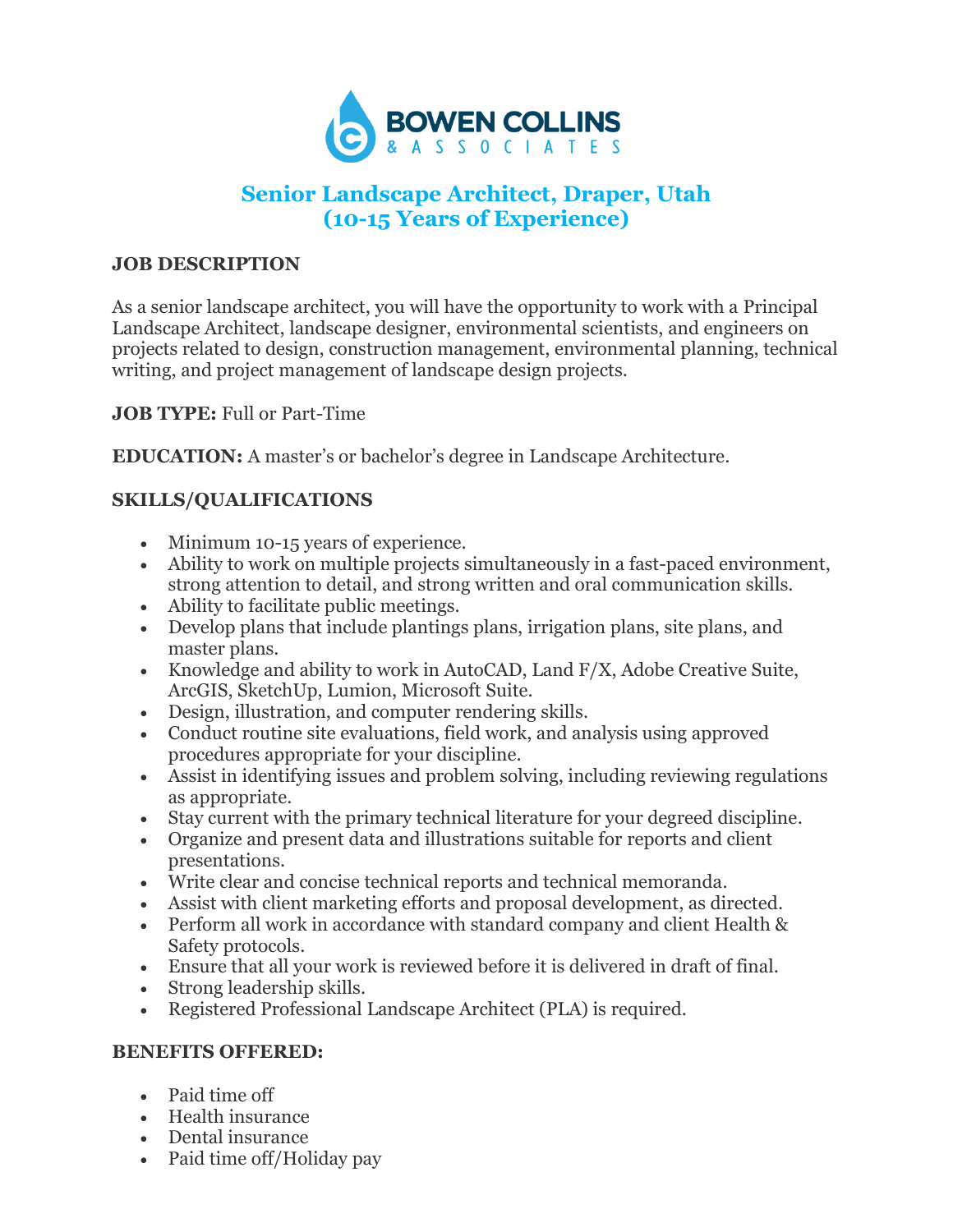# Senior Landscape Architect, Draper, Utah
# (10-15 Years of Experience)

## JOB DESCRIPTION

As a senior landscape architect, you will have the opportunity to work with a Principal Landscape Architect, landscape designer, environmental scientists, and engineers on projects related to design, construction management, environmental planning, technical writing, and project management of landscape design projects.

**JOB TYPE:** Full or Part-Time

**EDUCATION:** A master's or bachelor's degree in Landscape Architecture.

## SKILLS/QUALIFICATIONS

- Minimum 10-15 years of experience.
- Ability to work on multiple projects simultaneously in a fast-paced environment, strong attention to detail, and strong written and oral communication skills.
- Ability to facilitate public meetings.
- Develop plans that include plantings plans, irrigation plans, site plans, and master plans.
- Knowledge and ability to work in AutoCAD, Land F/X, Adobe Creative Suite, ArcGIS, SketchUp, Lumion, Microsoft Suite.
- Design, illustration, and computer rendering skills.
- Conduct routine site evaluations, field work, and analysis using approved procedures appropriate for your discipline.
- Assist in identifying issues and problem solving, including reviewing regulations as appropriate.
- Stay current with the primary technical literature for your degreed discipline.
- Organize and present data and illustrations suitable for reports and client presentations.
- Write clear and concise technical reports and technical memoranda.
- Assist with client marketing efforts and proposal development, as directed.
- Perform all work in accordance with standard company and client Health & Safety protocols.
- Ensure that all your work is reviewed before it is delivered in draft of final.
- Strong leadership skills.
- Registered Professional Landscape Architect (PLA) is required.

## BENEFITS OFFERED:

- Paid time off
- Health insurance
- Dental insurance
- Paid time off/Holiday pay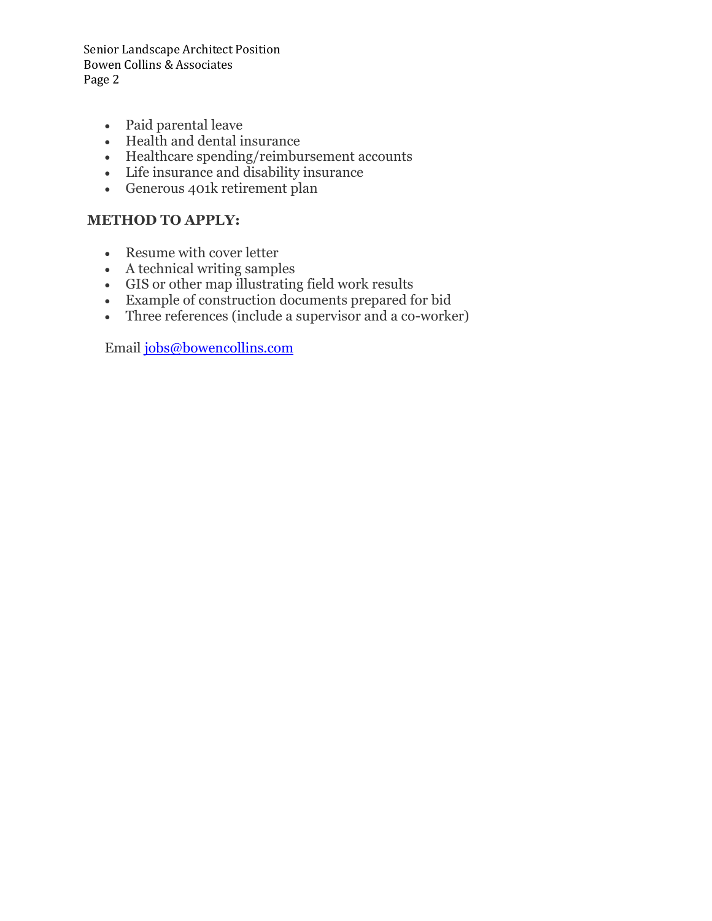- Paid parental leave
- Health and dental insurance
- Healthcare spending/reimbursement accounts
- Life insurance and disability insurance
- Generous 401k retirement plan

**METHOD TO APPLY:**

- Resume with cover letter
- A technical writing samples
- GIS or other map illustrating field work results
- Example of construction documents prepared for bid
- Three references (include a supervisor and a co-worker)

Email jobs@bowencollins.com